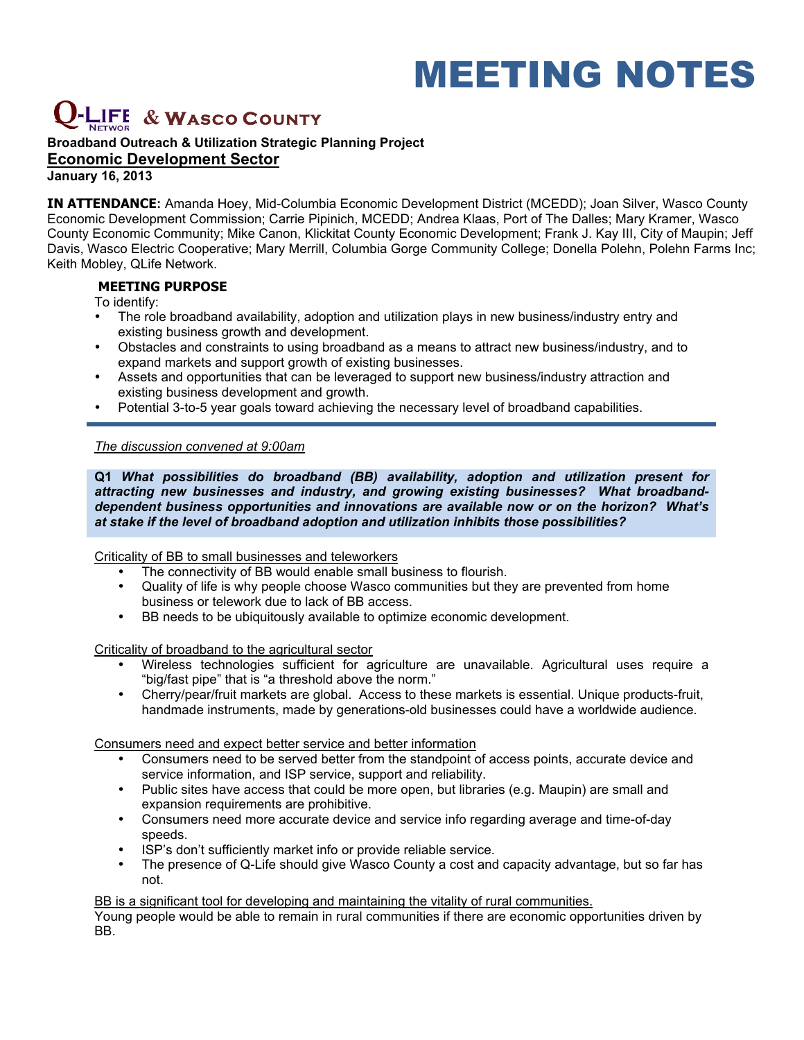# MEETING NOTES

**Q-LIFE NETWORK & WASCO COUNTY**

**Broadband Outreach & Utilization Strategic Planning Project**

## Economic Development Sector

**January 16, 2013**

**IN ATTENDANCE:** Amanda Hoey, Mid-Columbia Economic Development District (MCEDD); Joan Silver, Wasco County Economic Development Commission; Carrie Pipinich, MCEDD; Andrea Klaas, Port of The Dalles; Mary Kramer, Wasco County Economic Community; Mike Canon, Klickitat County Economic Development; Frank J. Kay III, City of Maupin; Jeff Davis, Wasco Electric Cooperative; Mary Merrill, Columbia Gorge Community College; Donella Polehn, Polehn Farms Inc; Keith Mobley, QLife Network.

### MEETING PURPOSE

To identify:

- The role broadband availability, adoption and utilization plays in new business/industry entry and existing business growth and development.
- Obstacles and constraints to using broadband as a means to attract new business/industry, and to expand markets and support growth of existing businesses.
- Assets and opportunities that can be leveraged to support new business/industry attraction and existing business development and growth.
- Potential 3-to-5 year goals toward achieving the necessary level of broadband capabilities.

---

*The discussion convened at 9:00am*

**Q1** ***What possibilities do broadband (BB) availability, adoption and utilization present for attracting new businesses and industry, and growing existing businesses? What broadband-dependent business opportunities and innovations are available now or on the horizon? What's at stake if the level of broadband adoption and utilization inhibits those possibilities?***

Criticality of BB to small businesses and teleworkers

- The connectivity of BB would enable small business to flourish.
- Quality of life is why people choose Wasco communities but they are prevented from home business or telework due to lack of BB access.
- BB needs to be ubiquitously available to optimize economic development.

Criticality of broadband to the agricultural sector

- Wireless technologies sufficient for agriculture are unavailable. Agricultural uses require a "big/fast pipe" that is "a threshold above the norm."
- Cherry/pear/fruit markets are global. Access to these markets is essential. Unique products-fruit, handmade instruments, made by generations-old businesses could have a worldwide audience.

Consumers need and expect better service and better information

- Consumers need to be served better from the standpoint of access points, accurate device and service information, and ISP service, support and reliability.
- Public sites have access that could be more open, but libraries (e.g. Maupin) are small and expansion requirements are prohibitive.
- Consumers need more accurate device and service info regarding average and time-of-day speeds.
- ISP's don't sufficiently market info or provide reliable service.
- The presence of Q-Life should give Wasco County a cost and capacity advantage, but so far has not.

BB is a significant tool for developing and maintaining the vitality of rural communities.

Young people would be able to remain in rural communities if there are economic opportunities driven by BB.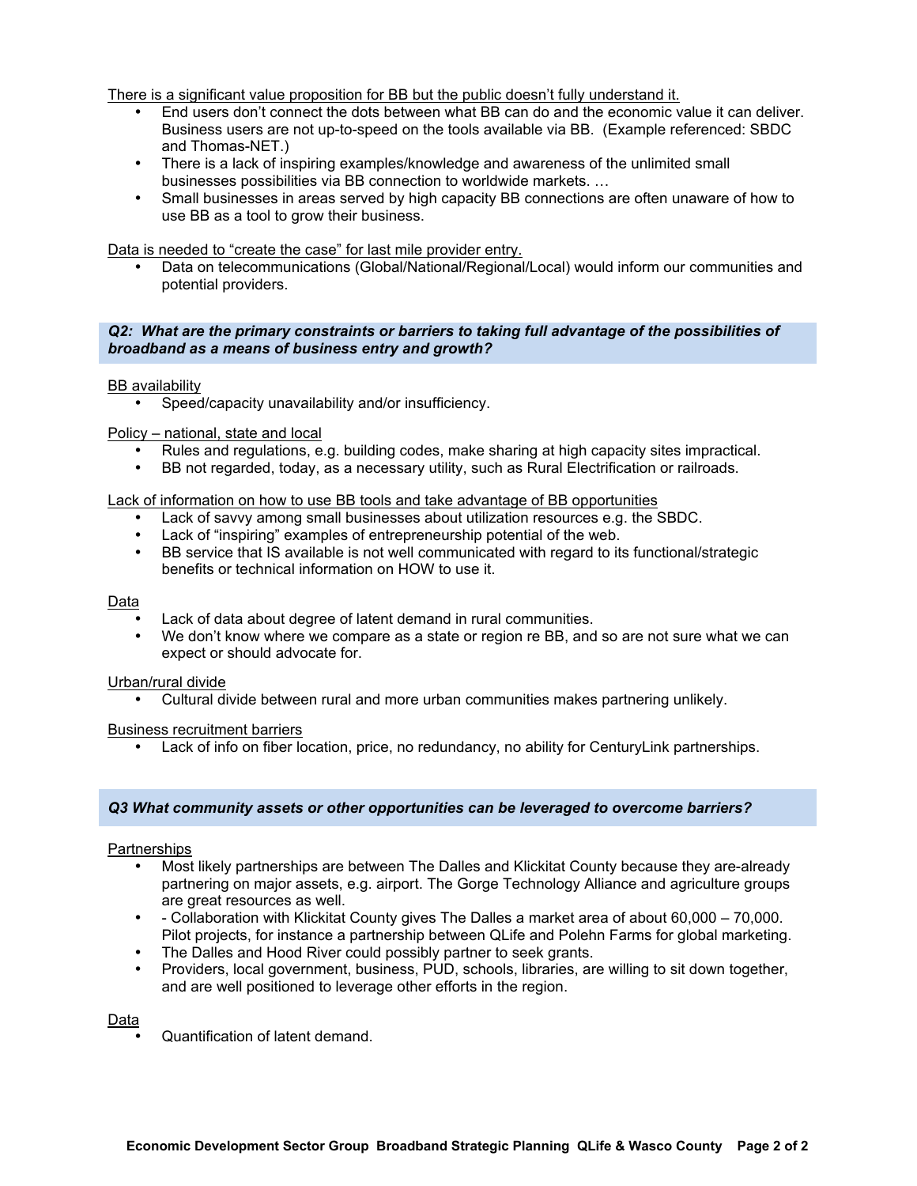There is a significant value proposition for BB but the public doesn't fully understand it.

- End users don't connect the dots between what BB can do and the economic value it can deliver. Business users are not up-to-speed on the tools available via BB. (Example referenced: SBDC and Thomas-NET.)
- There is a lack of inspiring examples/knowledge and awareness of the unlimited small businesses possibilities via BB connection to worldwide markets. …
- Small businesses in areas served by high capacity BB connections are often unaware of how to use BB as a tool to grow their business.

Data is needed to "create the case" for last mile provider entry.

- Data on telecommunications (Global/National/Regional/Local) would inform our communities and potential providers.

### *Q2: What are the primary constraints or barriers to taking full advantage of the possibilities of broadband as a means of business entry and growth?*

BB availability

- Speed/capacity unavailability and/or insufficiency.

Policy – national, state and local

- Rules and regulations, e.g. building codes, make sharing at high capacity sites impractical.
- BB not regarded, today, as a necessary utility, such as Rural Electrification or railroads.

Lack of information on how to use BB tools and take advantage of BB opportunities

- Lack of savvy among small businesses about utilization resources e.g. the SBDC.
- Lack of "inspiring" examples of entrepreneurship potential of the web.
- BB service that IS available is not well communicated with regard to its functional/strategic benefits or technical information on HOW to use it.

Data

- Lack of data about degree of latent demand in rural communities.
- We don't know where we compare as a state or region re BB, and so are not sure what we can expect or should advocate for.

Urban/rural divide

- Cultural divide between rural and more urban communities makes partnering unlikely.

Business recruitment barriers

- Lack of info on fiber location, price, no redundancy, no ability for CenturyLink partnerships.

### *Q3 What community assets or other opportunities can be leveraged to overcome barriers?*

Partnerships

- Most likely partnerships are between The Dalles and Klickitat County because they are-already partnering on major assets, e.g. airport. The Gorge Technology Alliance and agriculture groups are great resources as well.
- - Collaboration with Klickitat County gives The Dalles a market area of about 60,000 – 70,000. Pilot projects, for instance a partnership between QLife and Polehn Farms for global marketing.
- The Dalles and Hood River could possibly partner to seek grants.
- Providers, local government, business, PUD, schools, libraries, are willing to sit down together, and are well positioned to leverage other efforts in the region.

Data

- Quantification of latent demand.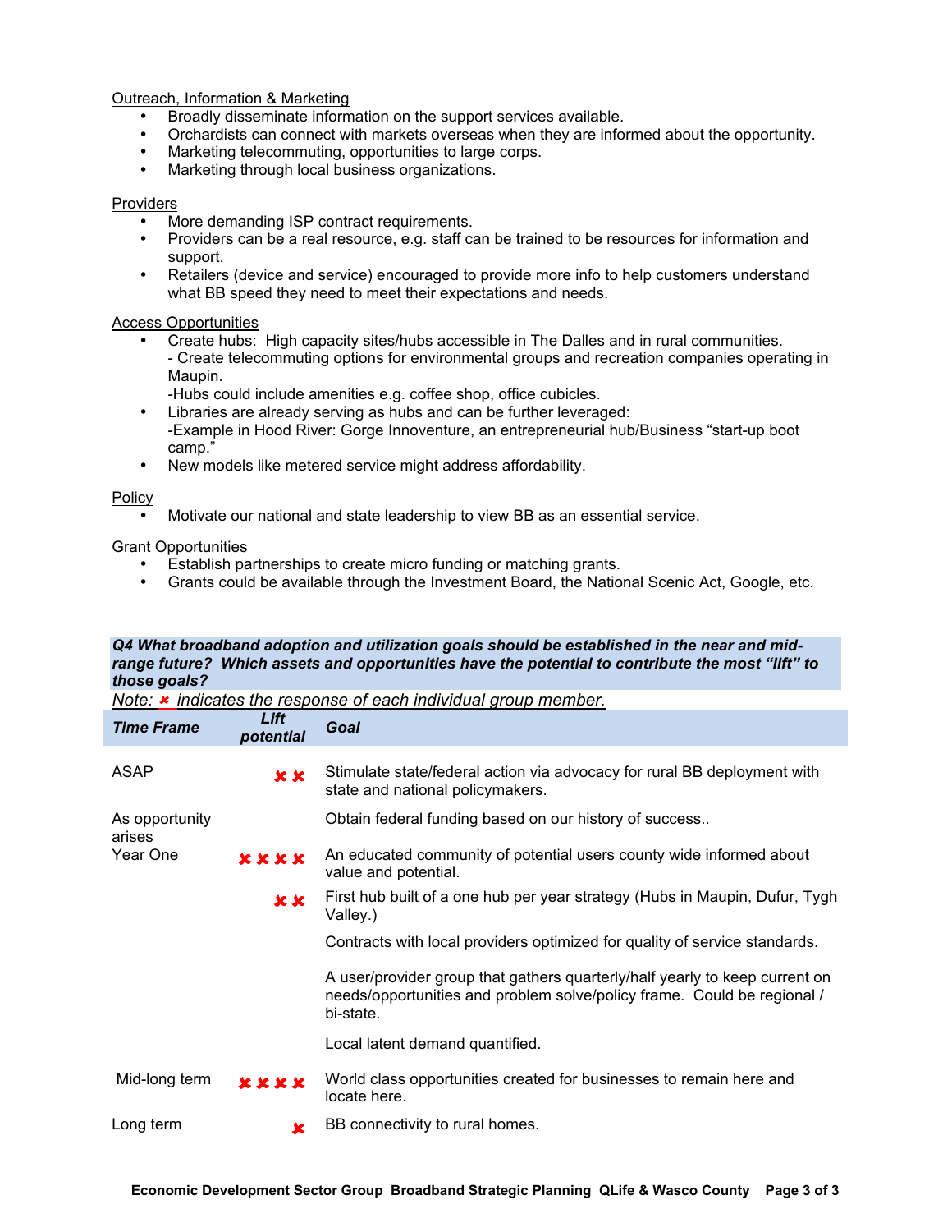Outreach, Information & Marketing

- Broadly disseminate information on the support services available.
- Orchardists can connect with markets overseas when they are informed about the opportunity.
- Marketing telecommuting, opportunities to large corps.
- Marketing through local business organizations.

Providers

- More demanding ISP contract requirements.
- Providers can be a real resource, e.g. staff can be trained to be resources for information and support.
- Retailers (device and service) encouraged to provide more info to help customers understand what BB speed they need to meet their expectations and needs.

Access Opportunities

- Create hubs: High capacity sites/hubs accessible in The Dalles and in rural communities.
  - Create telecommuting options for environmental groups and recreation companies operating in Maupin.
  - Hubs could include amenities e.g. coffee shop, office cubicles.
- Libraries are already serving as hubs and can be further leveraged:
  - Example in Hood River: Gorge Innoventure, an entrepreneurial hub/Business "start-up boot camp."
- New models like metered service might address affordability.

Policy

- Motivate our national and state leadership to view BB as an essential service.

Grant Opportunities

- Establish partnerships to create micro funding or matching grants.
- Grants could be available through the Investment Board, the National Scenic Act, Google, etc.

***Q4 What broadband adoption and utilization goals should be established in the near and mid-range future? Which assets and opportunities have the potential to contribute the most "lift" to those goals?***

*Note: ✘ indicates the response of each individual group member.*

| *Time Frame* | *Lift potential* | *Goal* |
|---|---|---|
| ASAP | ✘✘ | Stimulate state/federal action via advocacy for rural BB deployment with state and national policymakers. |
| As opportunity arises | | Obtain federal funding based on our history of success.. |
| Year One | ✘✘✘✘ | An educated community of potential users county wide informed about value and potential. |
| | ✘✘ | First hub built of a one hub per year strategy (Hubs in Maupin, Dufur, Tygh Valley.) |
| | | Contracts with local providers optimized for quality of service standards. |
| | | A user/provider group that gathers quarterly/half yearly to keep current on needs/opportunities and problem solve/policy frame. Could be regional / bi-state. |
| | | Local latent demand quantified. |
| Mid-long term | ✘✘✘✘ | World class opportunities created for businesses to remain here and locate here. |
| Long term | ✘ | BB connectivity to rural homes. |